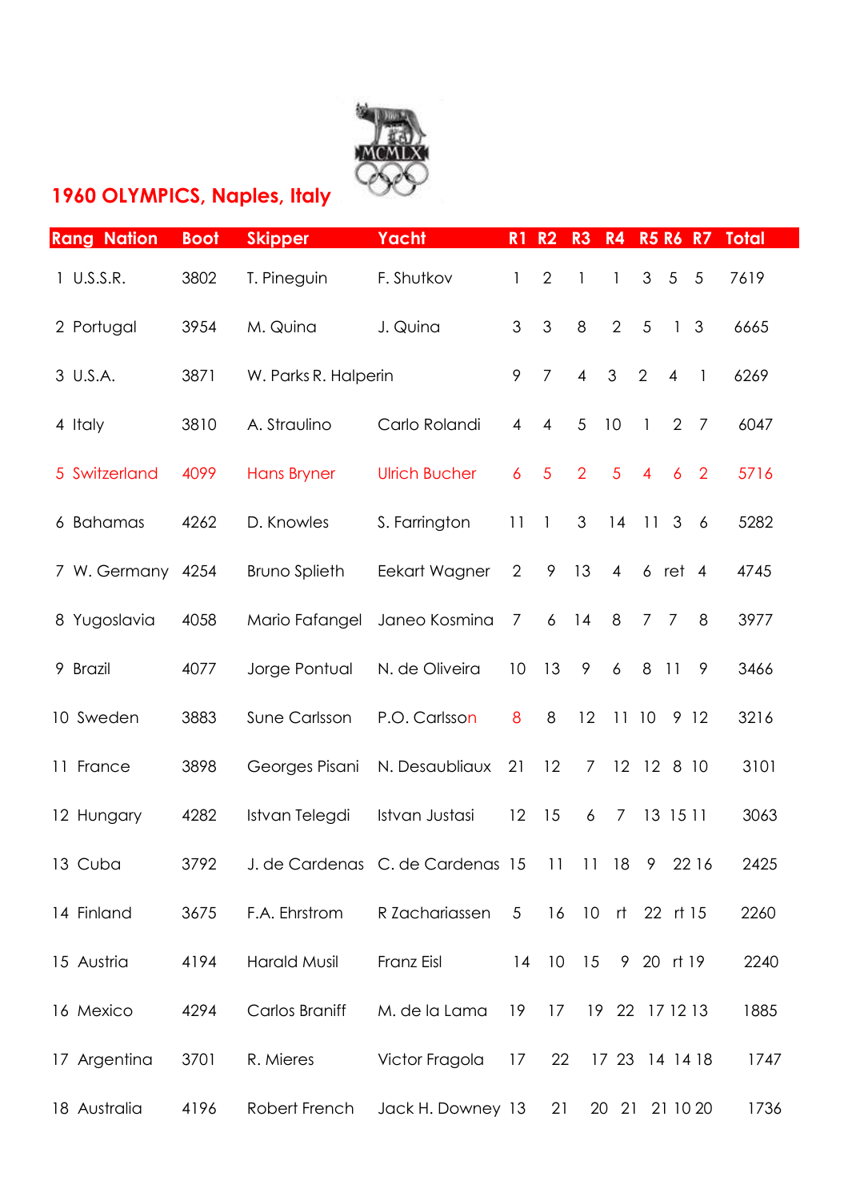# 1960 OLYMPICS, Naples, Italy

| Rang | Nation | Boot | Skipper | Yacht | R1 | R2 | R3 | R4 | R5 | R6 | R7 | Total |
|---|---|---|---|---|---|---|---|---|---|---|---|---|
| 1 | U.S.S.R. | 3802 | T. Pineguin | F. Shutkov | 1 | 2 | 1 | 1 | 3 | 5 | 5 | 7619 |
| 2 | Portugal | 3954 | M. Quina | J. Quina | 3 | 3 | 8 | 2 | 5 | 1 | 3 | 6665 |
| 3 | U.S.A. | 3871 | W. Parks | R. Halperin | 9 | 7 | 4 | 3 | 2 | 4 | 1 | 6269 |
| 4 | Italy | 3810 | A. Straulino | Carlo Rolandi | 4 | 4 | 5 | 10 | 1 | 2 | 7 | 6047 |
| 5 | Switzerland | 4099 | Hans Bryner | Ulrich Bucher | 6 | 5 | 2 | 5 | 4 | 6 | 2 | 5716 |
| 6 | Bahamas | 4262 | D. Knowles | S. Farrington | 11 | 1 | 3 | 14 | 11 | 3 | 6 | 5282 |
| 7 | W. Germany | 4254 | Bruno Splieth | Eekart Wagner | 2 | 9 | 13 | 4 | 6 | ret | 4 | 4745 |
| 8 | Yugoslavia | 4058 | Mario Fafangel | Janeo Kosmina | 7 | 6 | 14 | 8 | 7 | 7 | 8 | 3977 |
| 9 | Brazil | 4077 | Jorge Pontual | N. de Oliveira | 10 | 13 | 9 | 6 | 8 | 11 | 9 | 3466 |
| 10 | Sweden | 3883 | Sune Carlsson | P.O. Carlsson | 8 | 8 | 12 | 11 | 10 | 9 | 12 | 3216 |
| 11 | France | 3898 | Georges Pisani | N. Desaubliaux | 21 | 12 | 7 | 12 | 12 | 8 | 10 | 3101 |
| 12 | Hungary | 4282 | Istvan Telegdi | Istvan Justasi | 12 | 15 | 6 | 7 | 13 | 15 | 11 | 3063 |
| 13 | Cuba | 3792 | J. de Cardenas | C. de Cardenas | 15 | 11 | 11 | 18 | 9 | 22 | 16 | 2425 |
| 14 | Finland | 3675 | F.A. Ehrstrom | R Zachariassen | 5 | 16 | 10 | rt | 22 | rt | 15 | 2260 |
| 15 | Austria | 4194 | Harald Musil | Franz Eisl | 14 | 10 | 15 | 9 | 20 | rt | 19 | 2240 |
| 16 | Mexico | 4294 | Carlos Braniff | M. de la Lama | 19 | 17 | 19 | 22 | 17 | 12 | 13 | 1885 |
| 17 | Argentina | 3701 | R. Mieres | Victor Fragola | 17 | 22 | 17 | 23 | 14 | 14 | 18 | 1747 |
| 18 | Australia | 4196 | Robert French | Jack H. Downey | 13 | 21 | 20 | 21 | 21 | 10 | 20 | 1736 |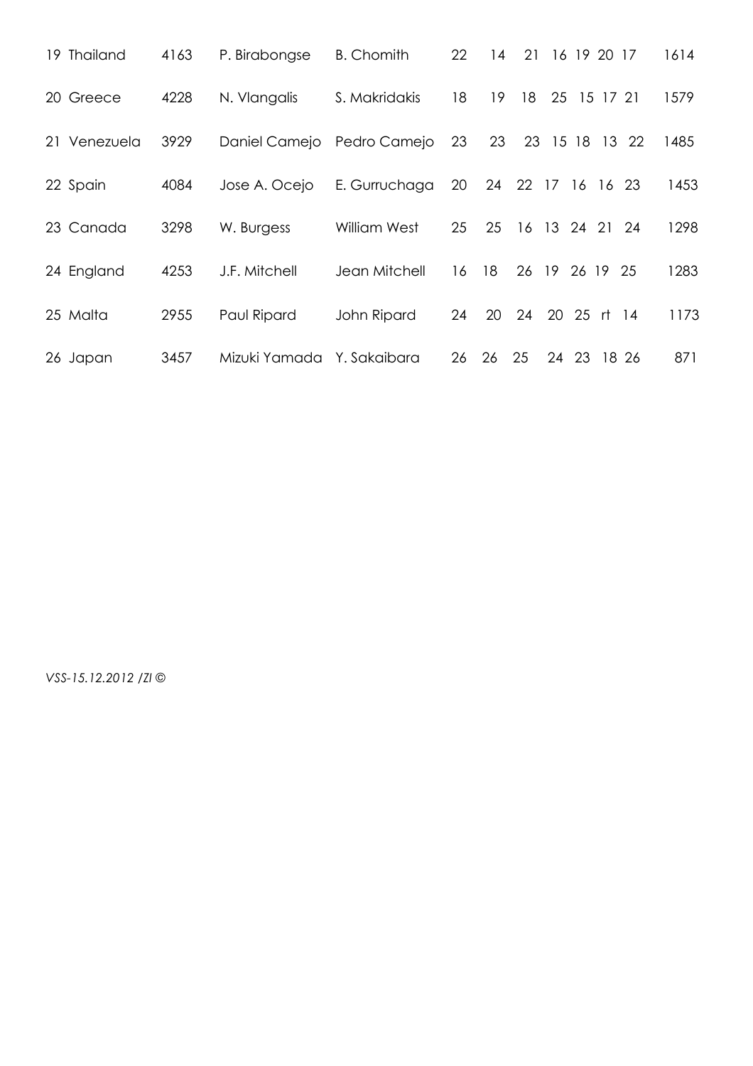| | | | | | | | | | | | | |
|---|---|---|---|---|---|---|---|---|---|---|---|---|
| 19 Thailand | 4163 | P. Birabongse | B. Chomith | 22 | 14 | 21 | 16 | 19 | 20 | 17 | 1614 |
| 20 Greece | 4228 | N. Vlangalis | S. Makridakis | 18 | 19 | 18 | 25 | 15 | 17 | 21 | 1579 |
| 21 Venezuela | 3929 | Daniel Camejo | Pedro Camejo | 23 | 23 | 23 | 15 | 18 | 13 | 22 | 1485 |
| 22 Spain | 4084 | Jose A. Ocejo | E. Gurruchaga | 20 | 24 | 22 | 17 | 16 | 16 | 23 | 1453 |
| 23 Canada | 3298 | W. Burgess | William West | 25 | 25 | 16 | 13 | 24 | 21 | 24 | 1298 |
| 24 England | 4253 | J.F. Mitchell | Jean Mitchell | 16 | 18 | 26 | 19 | 26 | 19 | 25 | 1283 |
| 25 Malta | 2955 | Paul Ripard | John Ripard | 24 | 20 | 24 | 20 | 25 | rt | 14 | 1173 |
| 26 Japan | 3457 | Mizuki Yamada | Y. Sakaibara | 26 | 26 | 25 | 24 | 23 | 18 | 26 | 871 |

*VSS-15.12.2012 /ZI ©*